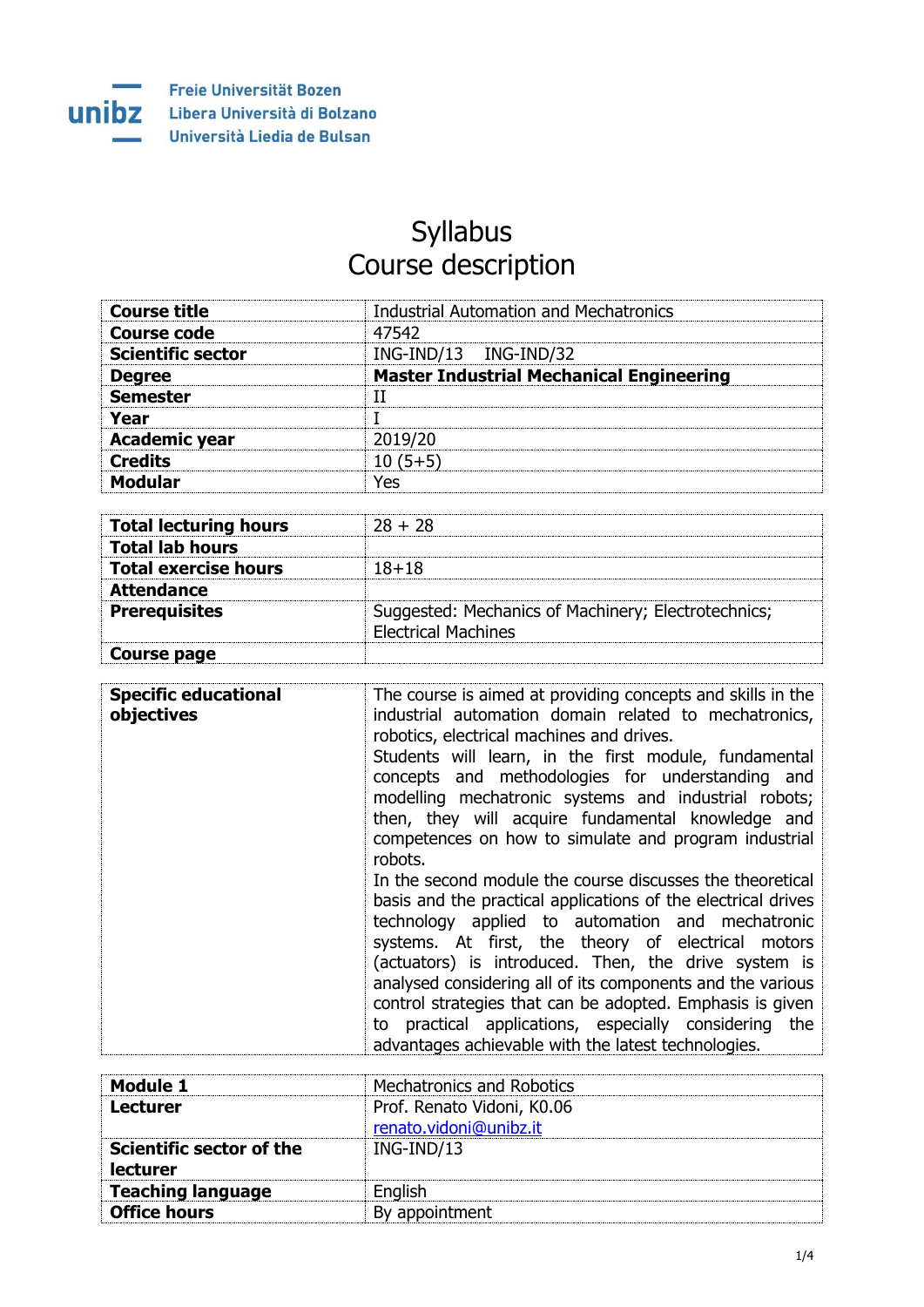Freie Universität Bozen
Libera Università di Bolzano
Università Liedia de Bulsan

# Syllabus
# Course description

| | |
|---|---|
| **Course title** | Industrial Automation and Mechatronics |
| **Course code** | 47542 |
| **Scientific sector** | ING-IND/13 ING-IND/32 |
| **Degree** | **Master Industrial Mechanical Engineering** |
| **Semester** | II |
| **Year** | I |
| **Academic year** | 2019/20 |
| **Credits** | 10 (5+5) |
| **Modular** | Yes |

| | |
|---|---|
| **Total lecturing hours** | 28 + 28 |
| **Total lab hours** | |
| **Total exercise hours** | 18+18 |
| **Attendance** | |
| **Prerequisites** | Suggested: Mechanics of Machinery; Electrotechnics; Electrical Machines |
| **Course page** | |

| | |
|---|---|
| **Specific educational objectives** | The course is aimed at providing concepts and skills in the industrial automation domain related to mechatronics, robotics, electrical machines and drives.<br>Students will learn, in the first module, fundamental concepts and methodologies for understanding and modelling mechatronic systems and industrial robots; then, they will acquire fundamental knowledge and competences on how to simulate and program industrial robots.<br>In the second module the course discusses the theoretical basis and the practical applications of the electrical drives technology applied to automation and mechatronic systems. At first, the theory of electrical motors (actuators) is introduced. Then, the drive system is analysed considering all of its components and the various control strategies that can be adopted. Emphasis is given to practical applications, especially considering the advantages achievable with the latest technologies. |

| | |
|---|---|
| **Module 1** | Mechatronics and Robotics |
| **Lecturer** | Prof. Renato Vidoni, K0.06<br>renato.vidoni@unibz.it |
| **Scientific sector of the lecturer** | ING-IND/13 |
| **Teaching language** | English |
| **Office hours** | By appointment |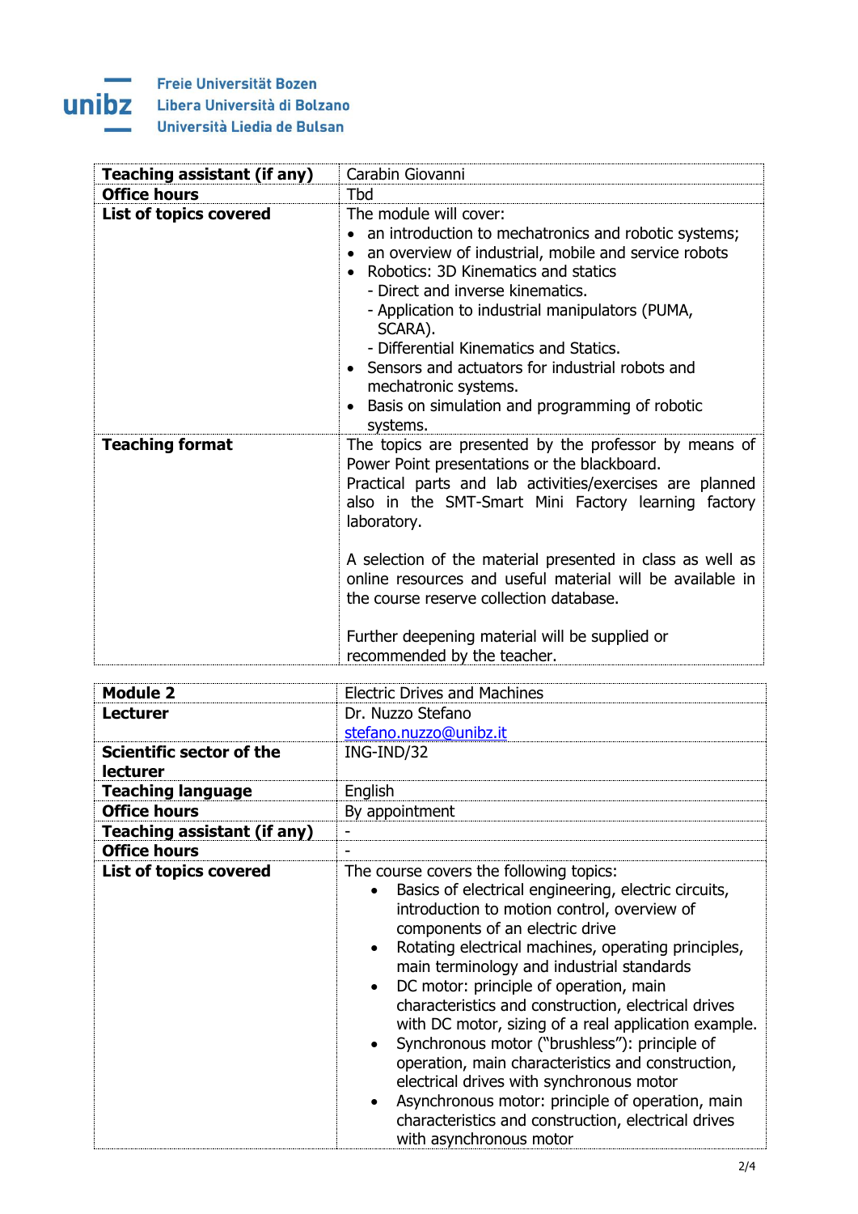| | |
|---|---|
| **Teaching assistant (if any)** | Carabin Giovanni |
| **Office hours** | Tbd |
| **List of topics covered** | The module will cover:<br>• an introduction to mechatronics and robotic systems;<br>• an overview of industrial, mobile and service robots<br>• Robotics: 3D Kinematics and statics<br>- Direct and inverse kinematics.<br>- Application to industrial manipulators (PUMA, SCARA).<br>- Differential Kinematics and Statics.<br>• Sensors and actuators for industrial robots and mechatronic systems.<br>• Basis on simulation and programming of robotic systems. |
| **Teaching format** | The topics are presented by the professor by means of Power Point presentations or the blackboard.<br>Practical parts and lab activities/exercises are planned also in the SMT-Smart Mini Factory learning factory laboratory.<br><br>A selection of the material presented in class as well as online resources and useful material will be available in the course reserve collection database.<br><br>Further deepening material will be supplied or recommended by the teacher. |

| | |
|---|---|
| **Module 2** | Electric Drives and Machines |
| **Lecturer** | Dr. Nuzzo Stefano<br>stefano.nuzzo@unibz.it |
| **Scientific sector of the lecturer** | ING-IND/32 |
| **Teaching language** | English |
| **Office hours** | By appointment |
| **Teaching assistant (if any)** | - |
| **Office hours** | - |
| **List of topics covered** | The course covers the following topics:<br>• Basics of electrical engineering, electric circuits, introduction to motion control, overview of components of an electric drive<br>• Rotating electrical machines, operating principles, main terminology and industrial standards<br>• DC motor: principle of operation, main characteristics and construction, electrical drives with DC motor, sizing of a real application example.<br>• Synchronous motor ("brushless"): principle of operation, main characteristics and construction, electrical drives with synchronous motor<br>• Asynchronous motor: principle of operation, main characteristics and construction, electrical drives with asynchronous motor |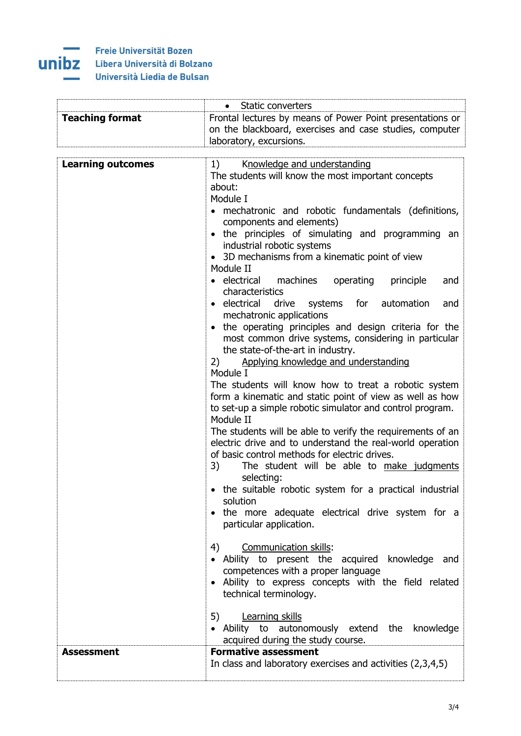| | |
|---|---|
| | • Static converters |
| **Teaching format** | Frontal lectures by means of Power Point presentations or on the blackboard, exercises and case studies, computer laboratory, excursions. |

| | |
|---|---|
| **Learning outcomes** | 1) Knowledge and understanding<br>The students will know the most important concepts about:<br>Module I<br>• mechatronic and robotic fundamentals (definitions, components and elements)<br>• the principles of simulating and programming an industrial robotic systems<br>• 3D mechanisms from a kinematic point of view<br>Module II<br>• electrical machines operating principle and characteristics<br>• electrical drive systems for automation and mechatronic applications<br>• the operating principles and design criteria for the most common drive systems, considering in particular the state-of-the-art in industry.<br>2) Applying knowledge and understanding<br>Module I<br>The students will know how to treat a robotic system form a kinematic and static point of view as well as how to set-up a simple robotic simulator and control program.<br>Module II<br>The students will be able to verify the requirements of an electric drive and to understand the real-world operation of basic control methods for electric drives.<br>3) The student will be able to make judgments selecting:<br>• the suitable robotic system for a practical industrial solution<br>• the more adequate electrical drive system for a particular application.<br><br>4) Communication skills:<br>• Ability to present the acquired knowledge and competences with a proper language<br>• Ability to express concepts with the field related technical terminology.<br><br>5) Learning skills<br>• Ability to autonomously extend the knowledge acquired during the study course. |
| **Assessment** | **Formative assessment**<br>In class and laboratory exercises and activities (2,3,4,5) |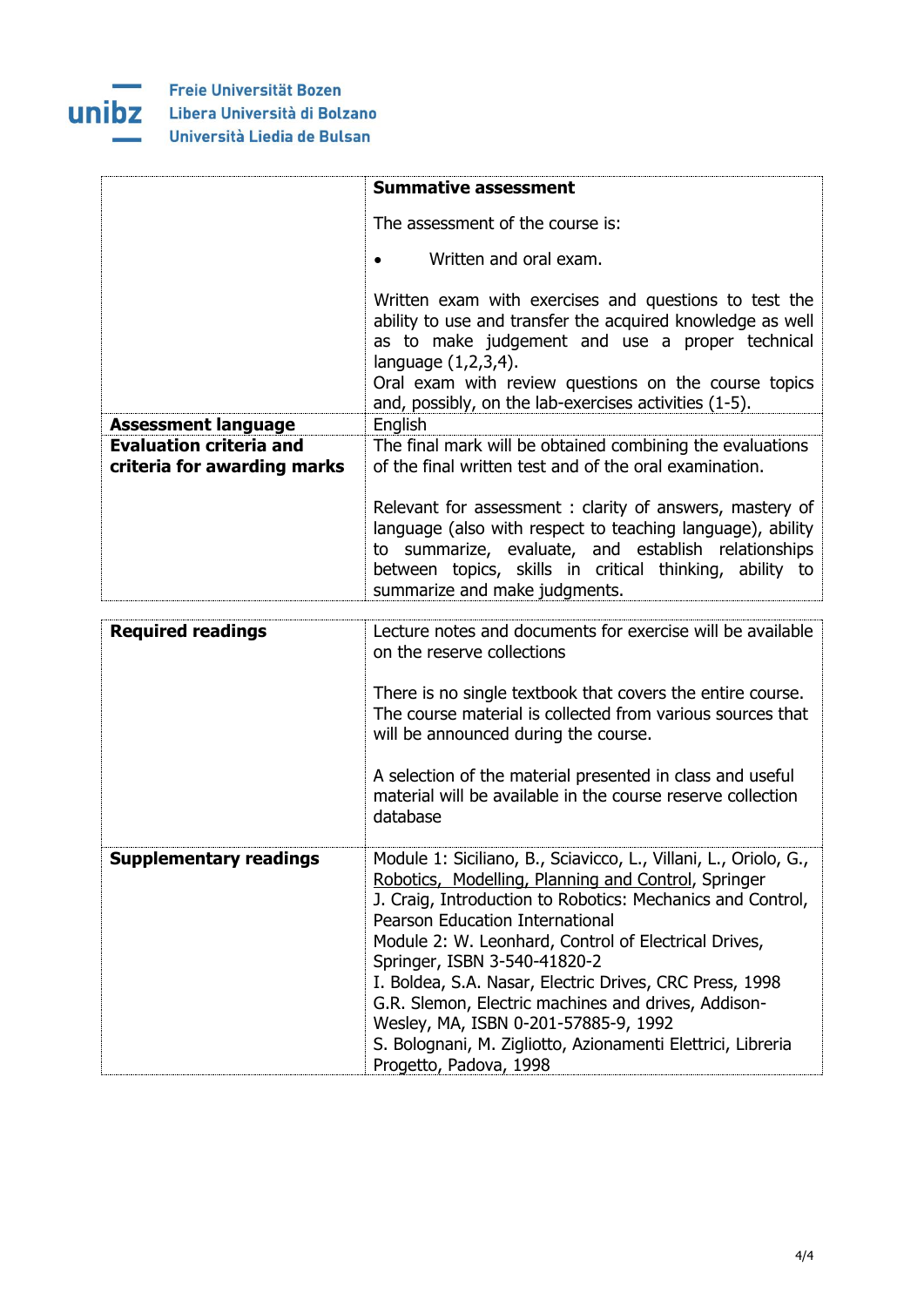| | |
|---|---|
| | **Summative assessment**<br><br>The assessment of the course is:<br><br>• Written and oral exam.<br><br>Written exam with exercises and questions to test the ability to use and transfer the acquired knowledge as well as to make judgement and use a proper technical language (1,2,3,4).<br>Oral exam with review questions on the course topics and, possibly, on the lab-exercises activities (1-5). |
| **Assessment language** | English |
| **Evaluation criteria and criteria for awarding marks** | The final mark will be obtained combining the evaluations of the final written test and of the oral examination.<br><br>Relevant for assessment : clarity of answers, mastery of language (also with respect to teaching language), ability to summarize, evaluate, and establish relationships between topics, skills in critical thinking, ability to summarize and make judgments. |

| | |
|---|---|
| **Required readings** | Lecture notes and documents for exercise will be available on the reserve collections<br><br>There is no single textbook that covers the entire course. The course material is collected from various sources that will be announced during the course.<br><br>A selection of the material presented in class and useful material will be available in the course reserve collection database |
| **Supplementary readings** | Module 1: Siciliano, B., Sciavicco, L., Villani, L., Oriolo, G., Robotics, Modelling, Planning and Control, Springer<br>J. Craig, Introduction to Robotics: Mechanics and Control, Pearson Education International<br>Module 2: W. Leonhard, Control of Electrical Drives, Springer, ISBN 3-540-41820-2<br>I. Boldea, S.A. Nasar, Electric Drives, CRC Press, 1998<br>G.R. Slemon, Electric machines and drives, Addison-Wesley, MA, ISBN 0-201-57885-9, 1992<br>S. Bolognani, M. Zigliotto, Azionamenti Elettrici, Libreria Progetto, Padova, 1998 |